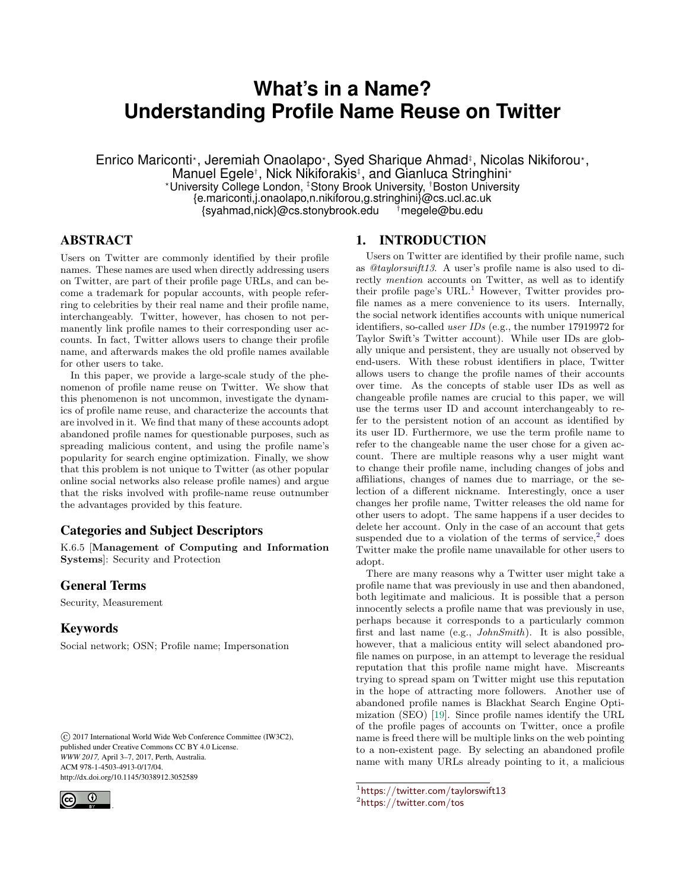# What's in a Name? Understanding Profile Name Reuse on Twitter

Enrico Mariconti[⋆], Jeremiah Onaolapo[⋆], Syed Sharique Ahmad[‡], Nicolas Nikiforou[⋆], Manuel Egele[†], Nick Nikiforakis[‡], and Gianluca Stringhini[⋆]

[⋆]University College London, [‡]Stony Brook University, [†]Boston University

{e.mariconti,j.onaolapo,n.nikiforou,g.stringhini}@cs.ucl.ac.uk

{syahmad,nick}@cs.stonybrook.edu [†]megele@bu.edu

## ABSTRACT

Users on Twitter are commonly identified by their profile names. These names are used when directly addressing users on Twitter, are part of their profile page URLs, and can become a trademark for popular accounts, with people referring to celebrities by their real name and their profile name, interchangeably. Twitter, however, has chosen to not permanently link profile names to their corresponding user accounts. In fact, Twitter allows users to change their profile name, and afterwards makes the old profile names available for other users to take.

In this paper, we provide a large-scale study of the phenomenon of profile name reuse on Twitter. We show that this phenomenon is not uncommon, investigate the dynamics of profile name reuse, and characterize the accounts that are involved in it. We find that many of these accounts adopt abandoned profile names for questionable purposes, such as spreading malicious content, and using the profile name's popularity for search engine optimization. Finally, we show that this problem is not unique to Twitter (as other popular online social networks also release profile names) and argue that the risks involved with profile-name reuse outnumber the advantages provided by this feature.

## Categories and Subject Descriptors

K.6.5 [**Management of Computing and Information Systems**]: Security and Protection

## General Terms

Security, Measurement

## Keywords

Social network; OSN; Profile name; Impersonation

© 2017 International World Wide Web Conference Committee (IW3C2), published under Creative Commons CC BY 4.0 License.
*WWW 2017*, April 3–7, 2017, Perth, Australia.
ACM 978-1-4503-4913-0/17/04.
http://dx.doi.org/10.1145/3038912.3052589

## 1. INTRODUCTION

Users on Twitter are identified by their profile name, such as *@taylorswift13*. A user's profile name is also used to directly *mention* accounts on Twitter, as well as to identify their profile page's URL.[1] However, Twitter provides profile names as a mere convenience to its users. Internally, the social network identifies accounts with unique numerical identifiers, so-called *user IDs* (e.g., the number 17919972 for Taylor Swift's Twitter account). While user IDs are globally unique and persistent, they are usually not observed by end-users. With these robust identifiers in place, Twitter allows users to change the profile names of their accounts over time. As the concepts of stable user IDs as well as changeable profile names are crucial to this paper, we will use the terms user ID and account interchangeably to refer to the persistent notion of an account as identified by its user ID. Furthermore, we use the term profile name to refer to the changeable name the user chose for a given account. There are multiple reasons why a user might want to change their profile name, including changes of jobs and affiliations, changes of names due to marriage, or the selection of a different nickname. Interestingly, once a user changes her profile name, Twitter releases the old name for other users to adopt. The same happens if a user decides to delete her account. Only in the case of an account that gets suspended due to a violation of the terms of service,[2] does Twitter make the profile name unavailable for other users to adopt.

There are many reasons why a Twitter user might take a profile name that was previously in use and then abandoned, both legitimate and malicious. It is possible that a person innocently selects a profile name that was previously in use, perhaps because it corresponds to a particularly common first and last name (e.g., *JohnSmith*). It is also possible, however, that a malicious entity will select abandoned profile names on purpose, in an attempt to leverage the residual reputation that this profile name might have. Miscreants trying to spread spam on Twitter might use this reputation in the hope of attracting more followers. Another use of abandoned profile names is Blackhat Search Engine Optimization (SEO) [19]. Since profile names identify the URL of the profile pages of accounts on Twitter, once a profile name is freed there will be multiple links on the web pointing to a non-existent page. By selecting an abandoned profile name with many URLs already pointing to it, a malicious

[1]https://twitter.com/taylorswift13

[2]https://twitter.com/tos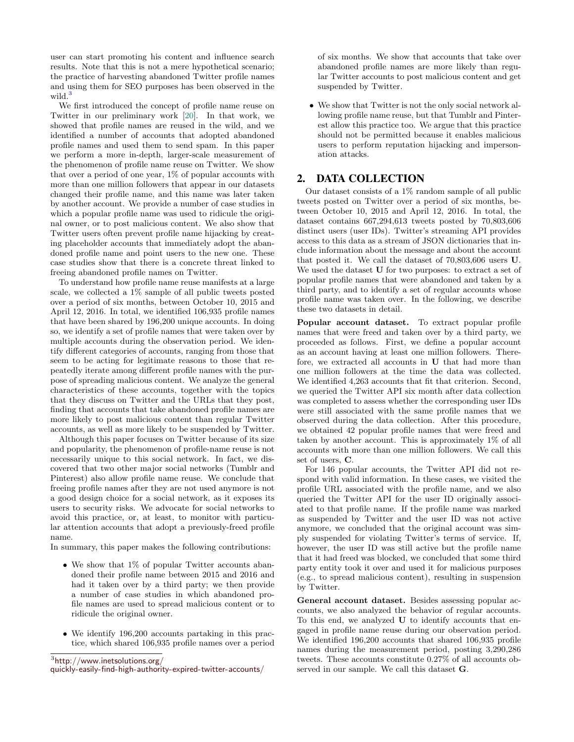user can start promoting his content and influence search results. Note that this is not a mere hypothetical scenario; the practice of harvesting abandoned Twitter profile names and using them for SEO purposes has been observed in the wild.[3]

We first introduced the concept of profile name reuse on Twitter in our preliminary work [20]. In that work, we showed that profile names are reused in the wild, and we identified a number of accounts that adopted abandoned profile names and used them to send spam. In this paper we perform a more in-depth, larger-scale measurement of the phenomenon of profile name reuse on Twitter. We show that over a period of one year, 1% of popular accounts with more than one million followers that appear in our datasets changed their profile name, and this name was later taken by another account. We provide a number of case studies in which a popular profile name was used to ridicule the original owner, or to post malicious content. We also show that Twitter users often prevent profile name hijacking by creating placeholder accounts that immediately adopt the abandoned profile name and point users to the new one. These case studies show that there is a concrete threat linked to freeing abandoned profile names on Twitter.

To understand how profile name reuse manifests at a large scale, we collected a 1% sample of all public tweets posted over a period of six months, between October 10, 2015 and April 12, 2016. In total, we identified 106,935 profile names that have been shared by 196,200 unique accounts. In doing so, we identify a set of profile names that were taken over by multiple accounts during the observation period. We identify different categories of accounts, ranging from those that seem to be acting for legitimate reasons to those that repeatedly iterate among different profile names with the purpose of spreading malicious content. We analyze the general characteristics of these accounts, together with the topics that they discuss on Twitter and the URLs that they post, finding that accounts that take abandoned profile names are more likely to post malicious content than regular Twitter accounts, as well as more likely to be suspended by Twitter.

Although this paper focuses on Twitter because of its size and popularity, the phenomenon of profile-name reuse is not necessarily unique to this social network. In fact, we discovered that two other major social networks (Tumblr and Pinterest) also allow profile name reuse. We conclude that freeing profile names after they are not used anymore is not a good design choice for a social network, as it exposes its users to security risks. We advocate for social networks to avoid this practice, or, at least, to monitor with particular attention accounts that adopt a previously-freed profile name.

In summary, this paper makes the following contributions:

- We show that 1% of popular Twitter accounts abandoned their profile name between 2015 and 2016 and had it taken over by a third party; we then provide a number of case studies in which abandoned profile names are used to spread malicious content or to ridicule the original owner.
- We identify 196,200 accounts partaking in this practice, which shared 106,935 profile names over a period of six months. We show that accounts that take over abandoned profile names are more likely than regular Twitter accounts to post malicious content and get suspended by Twitter.
- We show that Twitter is not the only social network allowing profile name reuse, but that Tumblr and Pinterest allow this practice too. We argue that this practice should not be permitted because it enables malicious users to perform reputation hijacking and impersonation attacks.

[3] http://www.inetsolutions.org/quickly-easily-find-high-authority-expired-twitter-accounts/

## 2. DATA COLLECTION

Our dataset consists of a 1% random sample of all public tweets posted on Twitter over a period of six months, between October 10, 2015 and April 12, 2016. In total, the dataset contains 667,294,613 tweets posted by 70,803,606 distinct users (user IDs). Twitter's streaming API provides access to this data as a stream of JSON dictionaries that include information about the message and about the account that posted it. We call the dataset of 70,803,606 users **U**. We used the dataset **U** for two purposes: to extract a set of popular profile names that were abandoned and taken by a third party, and to identify a set of regular accounts whose profile name was taken over. In the following, we describe these two datasets in detail.

**Popular account dataset.** To extract popular profile names that were freed and taken over by a third party, we proceeded as follows. First, we define a popular account as an account having at least one million followers. Therefore, we extracted all accounts in **U** that had more than one million followers at the time the data was collected. We identified 4,263 accounts that fit that criterion. Second, we queried the Twitter API six month after data collection was completed to assess whether the corresponding user IDs were still associated with the same profile names that we observed during the data collection. After this procedure, we obtained 42 popular profile names that were freed and taken by another account. This is approximately 1% of all accounts with more than one million followers. We call this set of users, **C**.

For 146 popular accounts, the Twitter API did not respond with valid information. In these cases, we visited the profile URL associated with the profile name, and we also queried the Twitter API for the user ID originally associated to that profile name. If the profile name was marked as suspended by Twitter and the user ID was not active anymore, we concluded that the original account was simply suspended for violating Twitter's terms of service. If, however, the user ID was still active but the profile name that it had freed was blocked, we concluded that some third party entity took it over and used it for malicious purposes (e.g., to spread malicious content), resulting in suspension by Twitter.

**General account dataset.** Besides assessing popular accounts, we also analyzed the behavior of regular accounts. To this end, we analyzed **U** to identify accounts that engaged in profile name reuse during our observation period. We identified 196,200 accounts that shared 106,935 profile names during the measurement period, posting 3,290,286 tweets. These accounts constitute 0.27% of all accounts observed in our sample. We call this dataset **G**.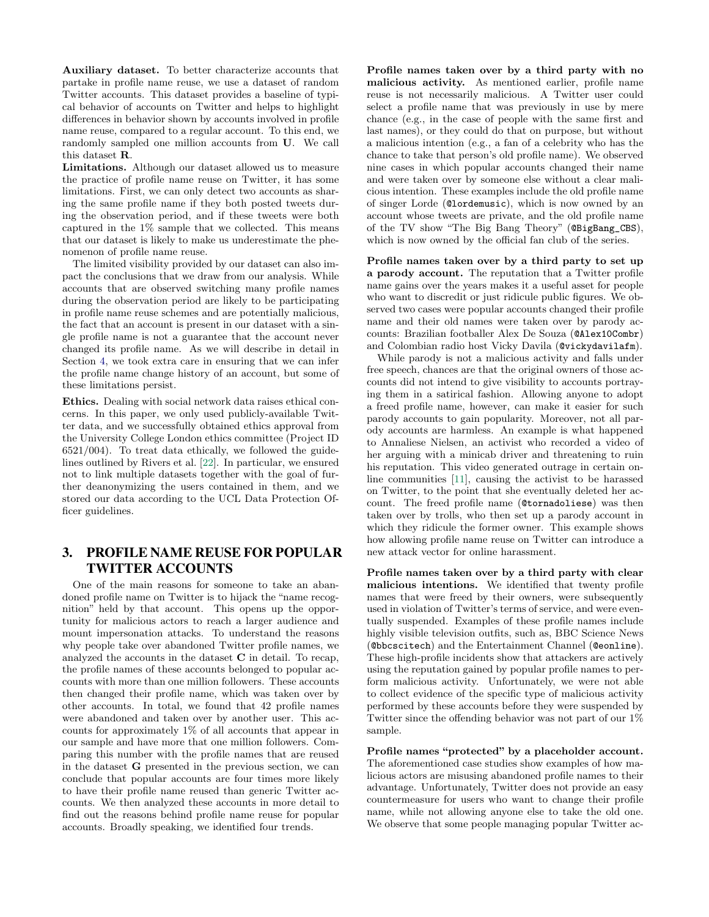**Auxiliary dataset.** To better characterize accounts that partake in profile name reuse, we use a dataset of random Twitter accounts. This dataset provides a baseline of typical behavior of accounts on Twitter and helps to highlight differences in behavior shown by accounts involved in profile name reuse, compared to a regular account. To this end, we randomly sampled one million accounts from **U**. We call this dataset **R**.

**Limitations.** Although our dataset allowed us to measure the practice of profile name reuse on Twitter, it has some limitations. First, we can only detect two accounts as sharing the same profile name if they both posted tweets during the observation period, and if these tweets were both captured in the 1% sample that we collected. This means that our dataset is likely to make us underestimate the phenomenon of profile name reuse.

The limited visibility provided by our dataset can also impact the conclusions that we draw from our analysis. While accounts that are observed switching many profile names during the observation period are likely to be participating in profile name reuse schemes and are potentially malicious, the fact that an account is present in our dataset with a single profile name is not a guarantee that the account never changed its profile name. As we will describe in detail in Section 4, we took extra care in ensuring that we can infer the profile name change history of an account, but some of these limitations persist.

**Ethics.** Dealing with social network data raises ethical concerns. In this paper, we only used publicly-available Twitter data, and we successfully obtained ethics approval from the University College London ethics committee (Project ID 6521/004). To treat data ethically, we followed the guidelines outlined by Rivers et al. [22]. In particular, we ensured not to link multiple datasets together with the goal of further deanonymizing the users contained in them, and we stored our data according to the UCL Data Protection Officer guidelines.

# 3. PROFILE NAME REUSE FOR POPULAR TWITTER ACCOUNTS

One of the main reasons for someone to take an abandoned profile name on Twitter is to hijack the "name recognition" held by that account. This opens up the opportunity for malicious actors to reach a larger audience and mount impersonation attacks. To understand the reasons why people take over abandoned Twitter profile names, we analyzed the accounts in the dataset **C** in detail. To recap, the profile names of these accounts belonged to popular accounts with more than one million followers. These accounts then changed their profile name, which was taken over by other accounts. In total, we found that 42 profile names were abandoned and taken over by another user. This accounts for approximately 1% of all accounts that appear in our sample and have more that one million followers. Comparing this number with the profile names that are reused in the dataset **G** presented in the previous section, we can conclude that popular accounts are four times more likely to have their profile name reused than generic Twitter accounts. We then analyzed these accounts in more detail to find out the reasons behind profile name reuse for popular accounts. Broadly speaking, we identified four trends.

**Profile names taken over by a third party with no malicious activity.** As mentioned earlier, profile name reuse is not necessarily malicious. A Twitter user could select a profile name that was previously in use by mere chance (e.g., in the case of people with the same first and last names), or they could do that on purpose, but without a malicious intention (e.g., a fan of a celebrity who has the chance to take that person's old profile name). We observed nine cases in which popular accounts changed their name and were taken over by someone else without a clear malicious intention. These examples include the old profile name of singer Lorde (@lordemusic), which is now owned by an account whose tweets are private, and the old profile name of the TV show "The Big Bang Theory" (@BigBang_CBS), which is now owned by the official fan club of the series.

**Profile names taken over by a third party to set up a parody account.** The reputation that a Twitter profile name gains over the years makes it a useful asset for people who want to discredit or just ridicule public figures. We observed two cases were popular accounts changed their profile name and their old names were taken over by parody accounts: Brazilian footballer Alex De Souza (@Alex10Combr) and Colombian radio host Vicky Davila (@vickydavilafm).

While parody is not a malicious activity and falls under free speech, chances are that the original owners of those accounts did not intend to give visibility to accounts portraying them in a satirical fashion. Allowing anyone to adopt a freed profile name, however, can make it easier for such parody accounts to gain popularity. Moreover, not all parody accounts are harmless. An example is what happened to Annaliese Nielsen, an activist who recorded a video of her arguing with a minicab driver and threatening to ruin his reputation. This video generated outrage in certain online communities [11], causing the activist to be harassed on Twitter, to the point that she eventually deleted her account. The freed profile name (@tornadoliese) was then taken over by trolls, who then set up a parody account in which they ridicule the former owner. This example shows how allowing profile name reuse on Twitter can introduce a new attack vector for online harassment.

**Profile names taken over by a third party with clear malicious intentions.** We identified that twenty profile names that were freed by their owners, were subsequently used in violation of Twitter's terms of service, and were eventually suspended. Examples of these profile names include highly visible television outfits, such as, BBC Science News (@bbcscitech) and the Entertainment Channel (@eonline). These high-profile incidents show that attackers are actively using the reputation gained by popular profile names to perform malicious activity. Unfortunately, we were not able to collect evidence of the specific type of malicious activity performed by these accounts before they were suspended by Twitter since the offending behavior was not part of our 1% sample.

**Profile names "protected" by a placeholder account.** The aforementioned case studies show examples of how malicious actors are misusing abandoned profile names to their advantage. Unfortunately, Twitter does not provide an easy countermeasure for users who want to change their profile name, while not allowing anyone else to take the old one. We observe that some people managing popular Twitter ac-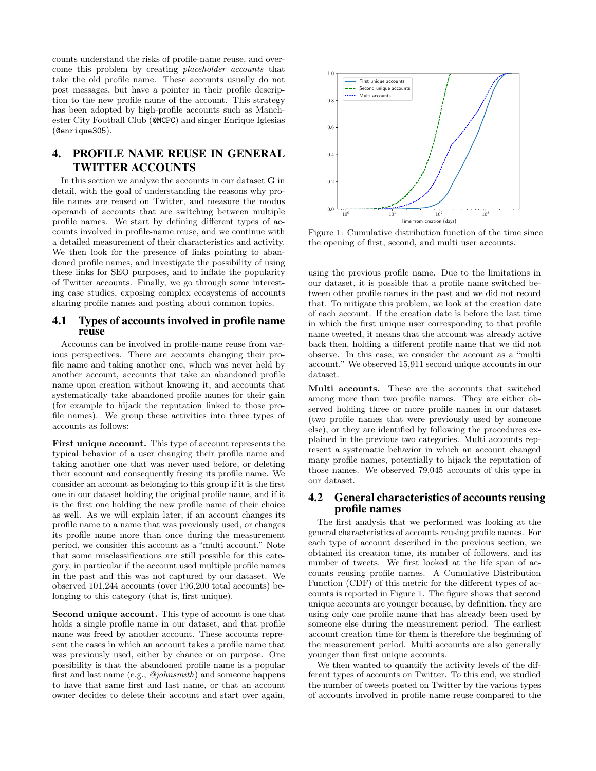counts understand the risks of profile-name reuse, and overcome this problem by creating *placeholder accounts* that take the old profile name. These accounts usually do not post messages, but have a pointer in their profile description to the new profile name of the account. This strategy has been adopted by high-profile accounts such as Manchester City Football Club (@MCFC) and singer Enrique Iglesias (@enrique305).

# 4. PROFILE NAME REUSE IN GENERAL TWITTER ACCOUNTS

In this section we analyze the accounts in our dataset **G** in detail, with the goal of understanding the reasons why profile names are reused on Twitter, and measure the modus operandi of accounts that are switching between multiple profile names. We start by defining different types of accounts involved in profile-name reuse, and we continue with a detailed measurement of their characteristics and activity. We then look for the presence of links pointing to abandoned profile names, and investigate the possibility of using these links for SEO purposes, and to inflate the popularity of Twitter accounts. Finally, we go through some interesting case studies, exposing complex ecosystems of accounts sharing profile names and posting about common topics.

## 4.1 Types of accounts involved in profile name reuse

Accounts can be involved in profile-name reuse from various perspectives. There are accounts changing their profile name and taking another one, which was never held by another account, accounts that take an abandoned profile name upon creation without knowing it, and accounts that systematically take abandoned profile names for their gain (for example to hijack the reputation linked to those profile names). We group these activities into three types of accounts as follows:

**First unique account.** This type of account represents the typical behavior of a user changing their profile name and taking another one that was never used before, or deleting their account and consequently freeing its profile name. We consider an account as belonging to this group if it is the first one in our dataset holding the original profile name, and if it is the first one holding the new profile name of their choice as well. As we will explain later, if an account changes its profile name to a name that was previously used, or changes its profile name more than once during the measurement period, we consider this account as a "multi account." Note that some misclassifications are still possible for this category, in particular if the account used multiple profile names in the past and this was not captured by our dataset. We observed 101,244 accounts (over 196,200 total accounts) belonging to this category (that is, first unique).

**Second unique account.** This type of account is one that holds a single profile name in our dataset, and that profile name was freed by another account. These accounts represent the cases in which an account takes a profile name that was previously used, either by chance or on purpose. One possibility is that the abandoned profile name is a popular first and last name (e.g., *@johnsmith*) and someone happens to have that same first and last name, or that an account owner decides to delete their account and start over again, using the previous profile name. Due to the limitations in our dataset, it is possible that a profile name switched between other profile names in the past and we did not record that. To mitigate this problem, we look at the creation date of each account. If the creation date is before the last time in which the first unique user corresponding to that profile name tweeted, it means that the account was already active back then, holding a different profile name that we did not observe. In this case, we consider the account as a "multi account." We observed 15,911 second unique accounts in our dataset.

Figure 1: Cumulative distribution function of the time since the opening of first, second, and multi user accounts.

**Multi accounts.** These are the accounts that switched among more than two profile names. They are either observed holding three or more profile names in our dataset (two profile names that were previously used by someone else), or they are identified by following the procedures explained in the previous two categories. Multi accounts represent a systematic behavior in which an account changed many profile names, potentially to hijack the reputation of those names. We observed 79,045 accounts of this type in our dataset.

## 4.2 General characteristics of accounts reusing profile names

The first analysis that we performed was looking at the general characteristics of accounts reusing profile names. For each type of account described in the previous section, we obtained its creation time, its number of followers, and its number of tweets. We first looked at the life span of accounts reusing profile names. A Cumulative Distribution Function (CDF) of this metric for the different types of accounts is reported in Figure 1. The figure shows that second unique accounts are younger because, by definition, they are using only one profile name that has already been used by someone else during the measurement period. The earliest account creation time for them is therefore the beginning of the measurement period. Multi accounts are also generally younger than first unique accounts.

We then wanted to quantify the activity levels of the different types of accounts on Twitter. To this end, we studied the number of tweets posted on Twitter by the various types of accounts involved in profile name reuse compared to the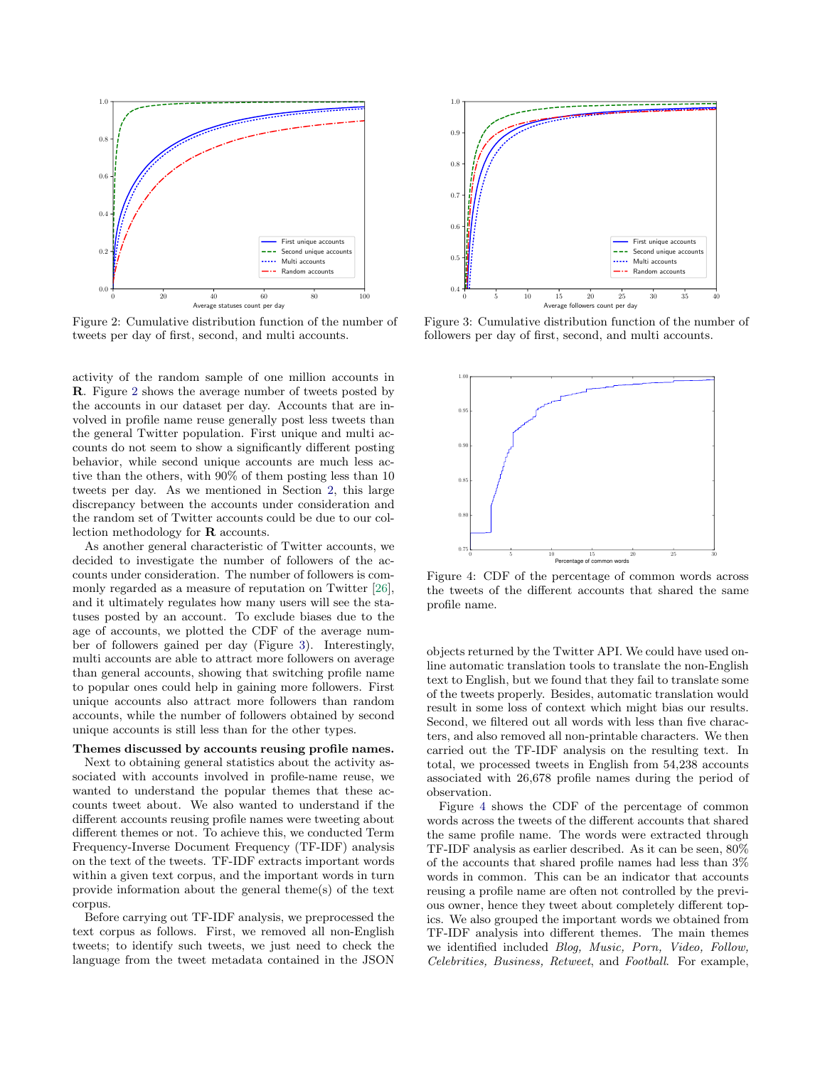1.0
0.8
0.6
0.4
0.2
0.0
0
20
40
60
80
100
Average statuses count per day
First unique accounts
Second unique accounts
Multi accounts
Random accounts

Figure 2: Cumulative distribution function of the number of tweets per day of first, second, and multi accounts.

1.0
0.9
0.8
0.7
0.6
0.5
0.4
0
5
10
15
20
25
30
35
40
Average followers count per day
First unique accounts
Second unique accounts
Multi accounts
Random accounts

Figure 3: Cumulative distribution function of the number of followers per day of first, second, and multi accounts.

activity of the random sample of one million accounts in **R**. Figure 2 shows the average number of tweets posted by the accounts in our dataset per day. Accounts that are involved in profile name reuse generally post less tweets than the general Twitter population. First unique and multi accounts do not seem to show a significantly different posting behavior, while second unique accounts are much less active than the others, with 90% of them posting less than 10 tweets per day. As we mentioned in Section 2, this large discrepancy between the accounts under consideration and the random set of Twitter accounts could be due to our collection methodology for **R** accounts.

As another general characteristic of Twitter accounts, we decided to investigate the number of followers of the accounts under consideration. The number of followers is commonly regarded as a measure of reputation on Twitter [26], and it ultimately regulates how many users will see the statuses posted by an account. To exclude biases due to the age of accounts, we plotted the CDF of the average number of followers gained per day (Figure 3). Interestingly, multi accounts are able to attract more followers on average than general accounts, showing that switching profile name to popular ones could help in gaining more followers. First unique accounts also attract more followers than random accounts, while the number of followers obtained by second unique accounts is still less than for the other types.

**Themes discussed by accounts reusing profile names.** Next to obtaining general statistics about the activity associated with accounts involved in profile-name reuse, we wanted to understand the popular themes that these accounts tweet about. We also wanted to understand if the different accounts reusing profile names were tweeting about different themes or not. To achieve this, we conducted Term Frequency-Inverse Document Frequency (TF-IDF) analysis on the text of the tweets. TF-IDF extracts important words within a given text corpus, and the important words in turn provide information about the general theme(s) of the text corpus.

Before carrying out TF-IDF analysis, we preprocessed the text corpus as follows. First, we removed all non-English tweets; to identify such tweets, we just need to check the language from the tweet metadata contained in the JSON objects returned by the Twitter API. We could have used online automatic translation tools to translate the non-English text to English, but we found that they fail to translate some of the tweets properly. Besides, automatic translation would result in some loss of context which might bias our results. Second, we filtered out all words with less than five characters, and also removed all non-printable characters. We then carried out the TF-IDF analysis on the resulting text. In total, we processed tweets in English from 54,238 accounts associated with 26,678 profile names during the period of observation.

1.00
0.95
0.90
0.85
0.80
0.75
0
5
10
15
20
25
30
Percentage of common words

Figure 4: CDF of the percentage of common words across the tweets of the different accounts that shared the same profile name.

Figure 4 shows the CDF of the percentage of common words across the tweets of the different accounts that shared the same profile name. The words were extracted through TF-IDF analysis as earlier described. As it can be seen, 80% of the accounts that shared profile names had less than 3% words in common. This can be an indicator that accounts reusing a profile name are often not controlled by the previous owner, hence they tweet about completely different topics. We also grouped the important words we obtained from TF-IDF analysis into different themes. The main themes we identified included *Blog, Music, Porn, Video, Follow, Celebrities, Business, Retweet*, and *Football*. For example,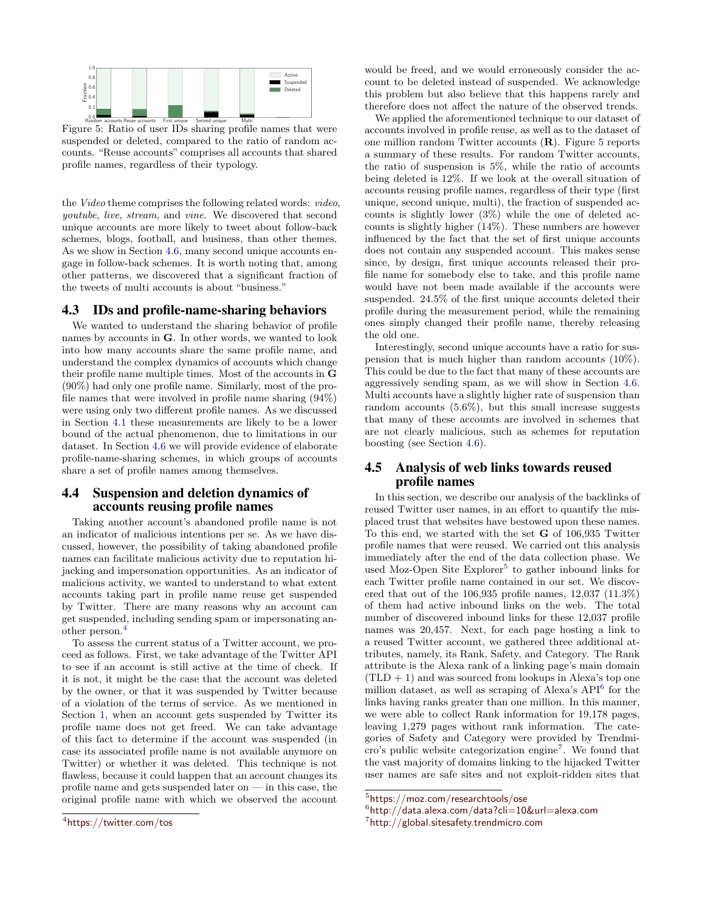1.0
0.8
0.6
0.4
0.2
0.0
Fraction
Active
Suspended
Deleted
Random accounts Reuse accounts First unique Second unique Multi

Figure 5: Ratio of user IDs sharing profile names that were suspended or deleted, compared to the ratio of random accounts. "Reuse accounts" comprises all accounts that shared profile names, regardless of their typology.

the *Video* theme comprises the following related words: *video*, *youtube*, *live*, *stream*, and *vine*. We discovered that second unique accounts are more likely to tweet about follow-back schemes, blogs, football, and business, than other themes. As we show in Section 4.6, many second unique accounts engage in follow-back schemes. It is worth noting that, among other patterns, we discovered that a significant fraction of the tweets of multi accounts is about "business."

## 4.3 IDs and profile-name-sharing behaviors

We wanted to understand the sharing behavior of profile names by accounts in **G**. In other words, we wanted to look into how many accounts share the same profile name, and understand the complex dynamics of accounts which change their profile name multiple times. Most of the accounts in **G** (90%) had only one profile name. Similarly, most of the profile names that were involved in profile name sharing (94%) were using only two different profile names. As we discussed in Section 4.1 these measurements are likely to be a lower bound of the actual phenomenon, due to limitations in our dataset. In Section 4.6 we will provide evidence of elaborate profile-name-sharing schemes, in which groups of accounts share a set of profile names among themselves.

## 4.4 Suspension and deletion dynamics of accounts reusing profile names

Taking another account's abandoned profile name is not an indicator of malicious intentions per se. As we have discussed, however, the possibility of taking abandoned profile names can facilitate malicious activity due to reputation hijacking and impersonation opportunities. As an indicator of malicious activity, we wanted to understand to what extent accounts taking part in profile name reuse get suspended by Twitter. There are many reasons why an account can get suspended, including sending spam or impersonating another person.[4]

To assess the current status of a Twitter account, we proceed as follows. First, we take advantage of the Twitter API to see if an account is still active at the time of check. If it is not, it might be the case that the account was deleted by the owner, or that it was suspended by Twitter because of a violation of the terms of service. As we mentioned in Section 1, when an account gets suspended by Twitter its profile name does not get freed. We can take advantage of this fact to determine if the account was suspended (in case its associated profile name is not available anymore on Twitter) or whether it was deleted. This technique is not flawless, because it could happen that an account changes its profile name and gets suspended later on — in this case, the original profile name with which we observed the account would be freed, and we would erroneously consider the account to be deleted instead of suspended. We acknowledge this problem but also believe that this happens rarely and therefore does not affect the nature of the observed trends.

We applied the aforementioned technique to our dataset of accounts involved in profile reuse, as well as to the dataset of one million random Twitter accounts (**R**). Figure 5 reports a summary of these results. For random Twitter accounts, the ratio of suspension is 5%, while the ratio of accounts being deleted is 12%. If we look at the overall situation of accounts reusing profile names, regardless of their type (first unique, second unique, multi), the fraction of suspended accounts is slightly lower (3%) while the one of deleted accounts is slightly higher (14%). These numbers are however influenced by the fact that the set of first unique accounts does not contain any suspended account. This makes sense since, by design, first unique accounts released their profile name for somebody else to take, and this profile name would have not been made available if the accounts were suspended. 24.5% of the first unique accounts deleted their profile during the measurement period, while the remaining ones simply changed their profile name, thereby releasing the old one.

Interestingly, second unique accounts have a ratio for suspension that is much higher than random accounts (10%). This could be due to the fact that many of these accounts are aggressively sending spam, as we will show in Section 4.6. Multi accounts have a slightly higher rate of suspension than random accounts (5.6%), but this small increase suggests that many of these accounts are involved in schemes that are not clearly malicious, such as schemes for reputation boosting (see Section 4.6).

## 4.5 Analysis of web links towards reused profile names

In this section, we describe our analysis of the backlinks of reused Twitter user names, in an effort to quantify the misplaced trust that websites have bestowed upon these names. To this end, we started with the set **G** of 106,935 Twitter profile names that were reused. We carried out this analysis immediately after the end of the data collection phase. We used Moz-Open Site Explorer[5] to gather inbound links for each Twitter profile name contained in our set. We discovered that out of the 106,935 profile names, 12,037 (11.3%) of them had active inbound links on the web. The total number of discovered inbound links for these 12,037 profile names was 20,457. Next, for each page hosting a link to a reused Twitter account, we gathered three additional attributes, namely, its Rank, Safety, and Category. The Rank attribute is the Alexa rank of a linking page's main domain (TLD + 1) and was sourced from lookups in Alexa's top one million dataset, as well as scraping of Alexa's API[6] for the links having ranks greater than one million. In this manner, we were able to collect Rank information for 19,178 pages, leaving 1,279 pages without rank information. The categories of Safety and Category were provided by Trendmicro's public website categorization engine[7]. We found that the vast majority of domains linking to the hijacked Twitter user names are safe sites and not exploit-ridden sites that

[4] https://twitter.com/tos

[5] https://moz.com/researchtools/ose

[6] http://data.alexa.com/data?cli=10&url=alexa.com

[7] http://global.sitesafety.trendmicro.com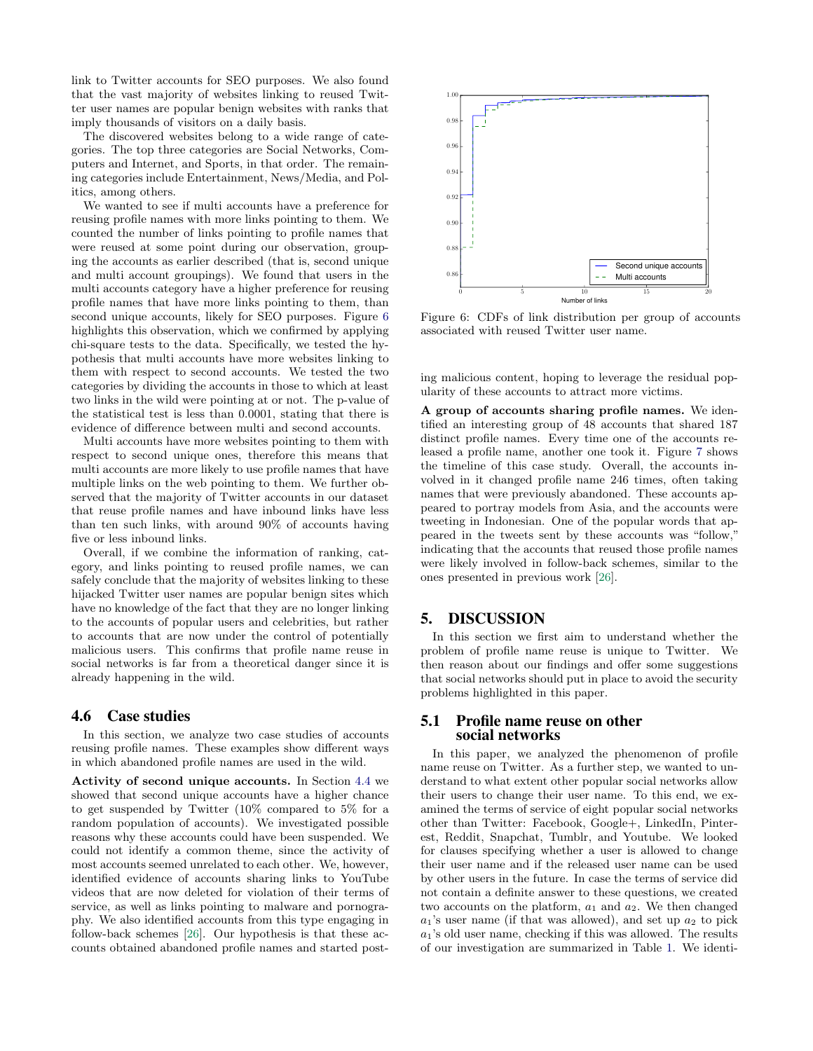link to Twitter accounts for SEO purposes. We also found that the vast majority of websites linking to reused Twitter user names are popular benign websites with ranks that imply thousands of visitors on a daily basis.

The discovered websites belong to a wide range of categories. The top three categories are Social Networks, Computers and Internet, and Sports, in that order. The remaining categories include Entertainment, News/Media, and Politics, among others.

We wanted to see if multi accounts have a preference for reusing profile names with more links pointing to them. We counted the number of links pointing to profile names that were reused at some point during our observation, grouping the accounts as earlier described (that is, second unique and multi account groupings). We found that users in the multi accounts category have a higher preference for reusing profile names that have more links pointing to them, than second unique accounts, likely for SEO purposes. Figure 6 highlights this observation, which we confirmed by applying chi-square tests to the data. Specifically, we tested the hypothesis that multi accounts have more websites linking to them with respect to second accounts. We tested the two categories by dividing the accounts in those to which at least two links in the wild were pointing at or not. The p-value of the statistical test is less than 0.0001, stating that there is evidence of difference between multi and second accounts.

Multi accounts have more websites pointing to them with respect to second unique ones, therefore this means that multi accounts are more likely to use profile names that have multiple links on the web pointing to them. We further observed that the majority of Twitter accounts in our dataset that reuse profile names and have inbound links have less than ten such links, with around 90% of accounts having five or less inbound links.

Overall, if we combine the information of ranking, category, and links pointing to reused profile names, we can safely conclude that the majority of websites linking to these hijacked Twitter user names are popular benign sites which have no knowledge of the fact that they are no longer linking to the accounts of popular users and celebrities, but rather to accounts that are now under the control of potentially malicious users. This confirms that profile name reuse in social networks is far from a theoretical danger since it is already happening in the wild.

1.00
0.98
0.96
0.94
0.92
0.90
0.88
0.86
0
5
10
15
20
Number of links
Second unique accounts
Multi accounts

Figure 6: CDFs of link distribution per group of accounts associated with reused Twitter user name.

## 4.6 Case studies

In this section, we analyze two case studies of accounts reusing profile names. These examples show different ways in which abandoned profile names are used in the wild.

**Activity of second unique accounts.** In Section 4.4 we showed that second unique accounts have a higher chance to get suspended by Twitter (10% compared to 5% for a random population of accounts). We investigated possible reasons why these accounts could have been suspended. We could not identify a common theme, since the activity of most accounts seemed unrelated to each other. We, however, identified evidence of accounts sharing links to YouTube videos that are now deleted for violation of their terms of service, as well as links pointing to malware and pornography. We also identified accounts from this type engaging in follow-back schemes [26]. Our hypothesis is that these accounts obtained abandoned profile names and started posting malicious content, hoping to leverage the residual popularity of these accounts to attract more victims.

**A group of accounts sharing profile names.** We identified an interesting group of 48 accounts that shared 187 distinct profile names. Every time one of the accounts released a profile name, another one took it. Figure 7 shows the timeline of this case study. Overall, the accounts involved in it changed profile name 246 times, often taking names that were previously abandoned. These accounts appeared to portray models from Asia, and the accounts were tweeting in Indonesian. One of the popular words that appeared in the tweets sent by these accounts was "follow," indicating that the accounts that reused those profile names were likely involved in follow-back schemes, similar to the ones presented in previous work [26].

# 5. DISCUSSION

In this section we first aim to understand whether the problem of profile name reuse is unique to Twitter. We then reason about our findings and offer some suggestions that social networks should put in place to avoid the security problems highlighted in this paper.

## 5.1 Profile name reuse on other social networks

In this paper, we analyzed the phenomenon of profile name reuse on Twitter. As a further step, we wanted to understand to what extent other popular social networks allow their users to change their user name. To this end, we examined the terms of service of eight popular social networks other than Twitter: Facebook, Google+, LinkedIn, Pinterest, Reddit, Snapchat, Tumblr, and Youtube. We looked for clauses specifying whether a user is allowed to change their user name and if the released user name can be used by other users in the future. In case the terms of service did not contain a definite answer to these questions, we created two accounts on the platform, $a_1$ and $a_2$. We then changed $a_1$'s user name (if that was allowed), and set up $a_2$ to pick $a_1$'s old user name, checking if this was allowed. The results of our investigation are summarized in Table 1. We identi-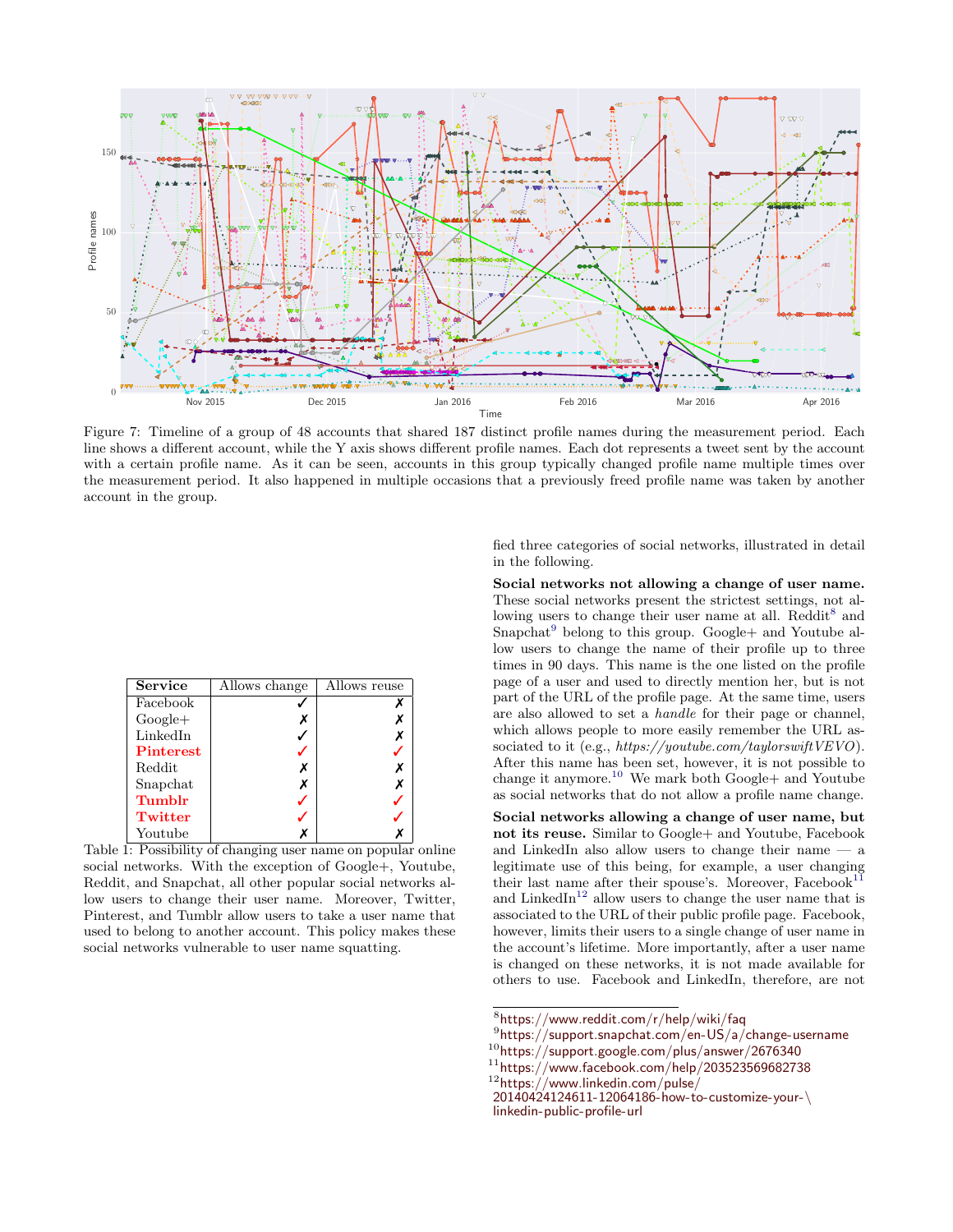Figure 7: Timeline of a group of 48 accounts that shared 187 distinct profile names during the measurement period. Each line shows a different account, while the Y axis shows different profile names. Each dot represents a tweet sent by the account with a certain profile name. As it can be seen, accounts in this group typically changed profile name multiple times over the measurement period. It also happened in multiple occasions that a previously freed profile name was taken by another account in the group.

| Service | Allows change | Allows reuse |
|---|---|---|
| Facebook | ✓ | ✗ |
| Google+ | ✗ | ✗ |
| LinkedIn | ✓ | ✗ |
| **Pinterest** | ✓ | ✓ |
| Reddit | ✗ | ✗ |
| Snapchat | ✗ | ✗ |
| **Tumblr** | ✓ | ✓ |
| **Twitter** | ✓ | ✓ |
| Youtube | ✗ | ✗ |

Table 1: Possibility of changing user name on popular online social networks. With the exception of Google+, Youtube, Reddit, and Snapchat, all other popular social networks allow users to change their user name. Moreover, Twitter, Pinterest, and Tumblr allow users to take a user name that used to belong to another account. This policy makes these social networks vulnerable to user name squatting.

fied three categories of social networks, illustrated in detail in the following.

**Social networks not allowing a change of user name.** These social networks present the strictest settings, not allowing users to change their user name at all. Reddit[8] and Snapchat[9] belong to this group. Google+ and Youtube allow users to change the name of their profile up to three times in 90 days. This name is the one listed on the profile page of a user and used to directly mention her, but is not part of the URL of the profile page. At the same time, users are also allowed to set a *handle* for their page or channel, which allows people to more easily remember the URL associated to it (e.g., *https://youtube.com/taylorswiftVEVO*). After this name has been set, however, it is not possible to change it anymore.[10] We mark both Google+ and Youtube as social networks that do not allow a profile name change.

**Social networks allowing a change of user name, but not its reuse.** Similar to Google+ and Youtube, Facebook and LinkedIn also allow users to change their name — a legitimate use of this being, for example, a user changing their last name after their spouse's. Moreover, Facebook[11] and LinkedIn[12] allow users to change the user name that is associated to the URL of their public profile page. Facebook, however, limits their users to a single change of user name in the account's lifetime. More importantly, after a user name is changed on these networks, it is not made available for others to use. Facebook and LinkedIn, therefore, are not

[8] https://www.reddit.com/r/help/wiki/faq

[9] https://support.snapchat.com/en-US/a/change-username

[10] https://support.google.com/plus/answer/2676340

[11] https://www.facebook.com/help/203523569682738

[12] https://www.linkedin.com/pulse/20140424124611-12064186-how-to-customize-your-linkedin-public-profile-url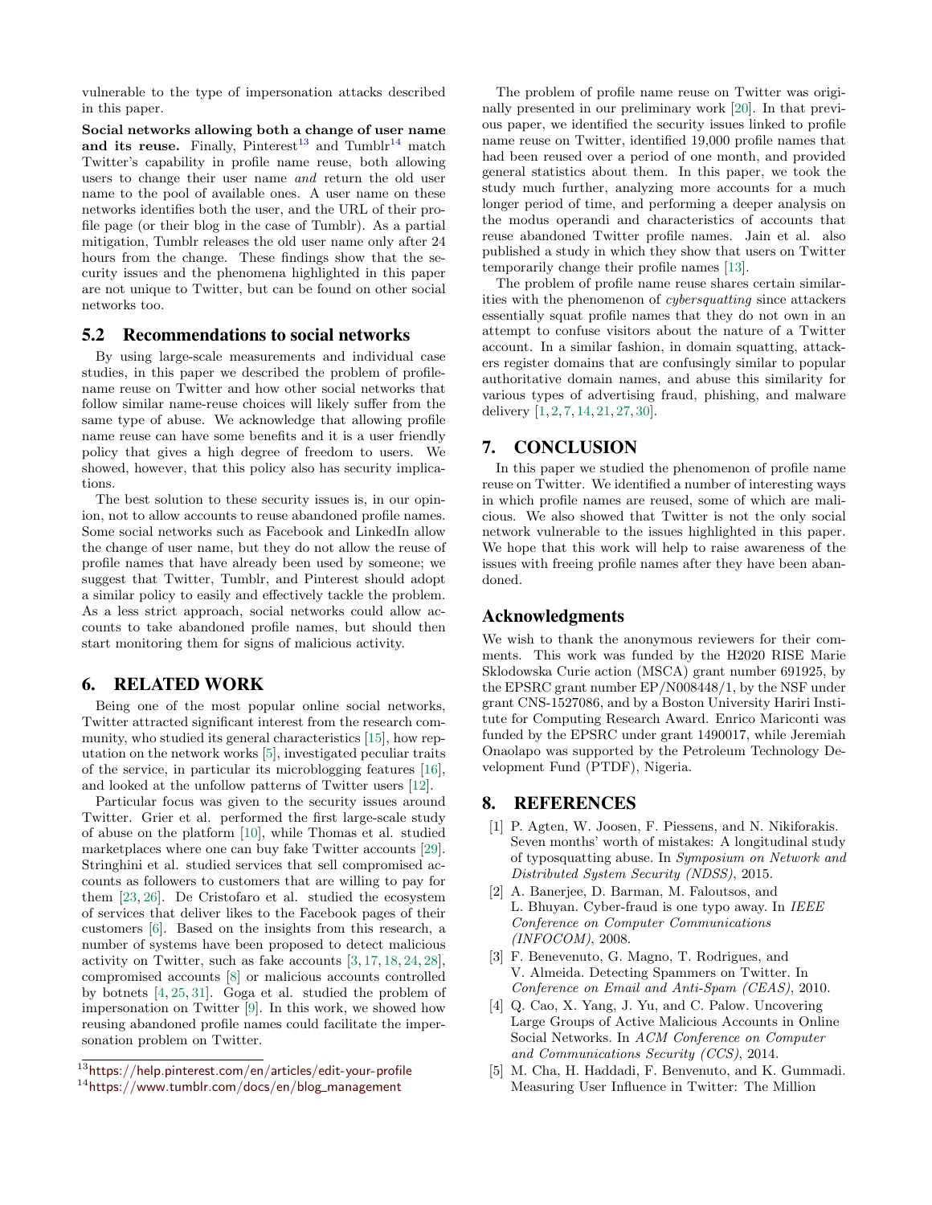vulnerable to the type of impersonation attacks described in this paper.

**Social networks allowing both a change of user name and its reuse.** Finally, Pinterest[13] and Tumblr[14] match Twitter's capability in profile name reuse, both allowing users to change their user name *and* return the old user name to the pool of available ones. A user name on these networks identifies both the user, and the URL of their profile page (or their blog in the case of Tumblr). As a partial mitigation, Tumblr releases the old user name only after 24 hours from the change. These findings show that the security issues and the phenomena highlighted in this paper are not unique to Twitter, but can be found on other social networks too.

## 5.2 Recommendations to social networks

By using large-scale measurements and individual case studies, in this paper we described the problem of profile-name reuse on Twitter and how other social networks that follow similar name-reuse choices will likely suffer from the same type of abuse. We acknowledge that allowing profile name reuse can have some benefits and it is a user friendly policy that gives a high degree of freedom to users. We showed, however, that this policy also has security implications.

The best solution to these security issues is, in our opinion, not to allow accounts to reuse abandoned profile names. Some social networks such as Facebook and LinkedIn allow the change of user name, but they do not allow the reuse of profile names that have already been used by someone; we suggest that Twitter, Tumblr, and Pinterest should adopt a similar policy to easily and effectively tackle the problem. As a less strict approach, social networks could allow accounts to take abandoned profile names, but should then start monitoring them for signs of malicious activity.

# 6. RELATED WORK

Being one of the most popular online social networks, Twitter attracted significant interest from the research community, who studied its general characteristics [15], how reputation on the network works [5], investigated peculiar traits of the service, in particular its microblogging features [16], and looked at the unfollow patterns of Twitter users [12].

Particular focus was given to the security issues around Twitter. Grier et al. performed the first large-scale study of abuse on the platform [10], while Thomas et al. studied marketplaces where one can buy fake Twitter accounts [29]. Stringhini et al. studied services that sell compromised accounts as followers to customers that are willing to pay for them [23, 26]. De Cristofaro et al. studied the ecosystem of services that deliver likes to the Facebook pages of their customers [6]. Based on the insights from this research, a number of systems have been proposed to detect malicious activity on Twitter, such as fake accounts [3, 17, 18, 24, 28], compromised accounts [8] or malicious accounts controlled by botnets [4, 25, 31]. Goga et al. studied the problem of impersonation on Twitter [9]. In this work, we showed how reusing abandoned profile names could facilitate the impersonation problem on Twitter.

The problem of profile name reuse on Twitter was originally presented in our preliminary work [20]. In that previous paper, we identified the security issues linked to profile name reuse on Twitter, identified 19,000 profile names that had been reused over a period of one month, and provided general statistics about them. In this paper, we took the study much further, analyzing more accounts for a much longer period of time, and performing a deeper analysis on the modus operandi and characteristics of accounts that reuse abandoned Twitter profile names. Jain et al. also published a study in which they show that users on Twitter temporarily change their profile names [13].

The problem of profile name reuse shares certain similarities with the phenomenon of *cybersquatting* since attackers essentially squat profile names that they do not own in an attempt to confuse visitors about the nature of a Twitter account. In a similar fashion, in domain squatting, attackers register domains that are confusingly similar to popular authoritative domain names, and abuse this similarity for various types of advertising fraud, phishing, and malware delivery [1, 2, 7, 14, 21, 27, 30].

# 7. CONCLUSION

In this paper we studied the phenomenon of profile name reuse on Twitter. We identified a number of interesting ways in which profile names are reused, some of which are malicious. We also showed that Twitter is not the only social network vulnerable to the issues highlighted in this paper. We hope that this work will help to raise awareness of the issues with freeing profile names after they have been abandoned.

## Acknowledgments

We wish to thank the anonymous reviewers for their comments. This work was funded by the H2020 RISE Marie Sklodowska Curie action (MSCA) grant number 691925, by the EPSRC grant number EP/N008448/1, by the NSF under grant CNS-1527086, and by a Boston University Hariri Institute for Computing Research Award. Enrico Mariconti was funded by the EPSRC under grant 1490017, while Jeremiah Onaolapo was supported by the Petroleum Technology Development Fund (PTDF), Nigeria.

# 8. REFERENCES

[1] P. Agten, W. Joosen, F. Piessens, and N. Nikiforakis. Seven months' worth of mistakes: A longitudinal study of typosquatting abuse. In *Symposium on Network and Distributed System Security (NDSS)*, 2015.

[2] A. Banerjee, D. Barman, M. Faloutsos, and L. Bhuyan. Cyber-fraud is one typo away. In *IEEE Conference on Computer Communications (INFOCOM)*, 2008.

[3] F. Benevenuto, G. Magno, T. Rodrigues, and V. Almeida. Detecting Spammers on Twitter. In *Conference on Email and Anti-Spam (CEAS)*, 2010.

[4] Q. Cao, X. Yang, J. Yu, and C. Palow. Uncovering Large Groups of Active Malicious Accounts in Online Social Networks. In *ACM Conference on Computer and Communications Security (CCS)*, 2014.

[5] M. Cha, H. Haddadi, F. Benvenuto, and K. Gummadi. Measuring User Influence in Twitter: The Million

[13] https://help.pinterest.com/en/articles/edit-your-profile

[14] https://www.tumblr.com/docs/en/blog_management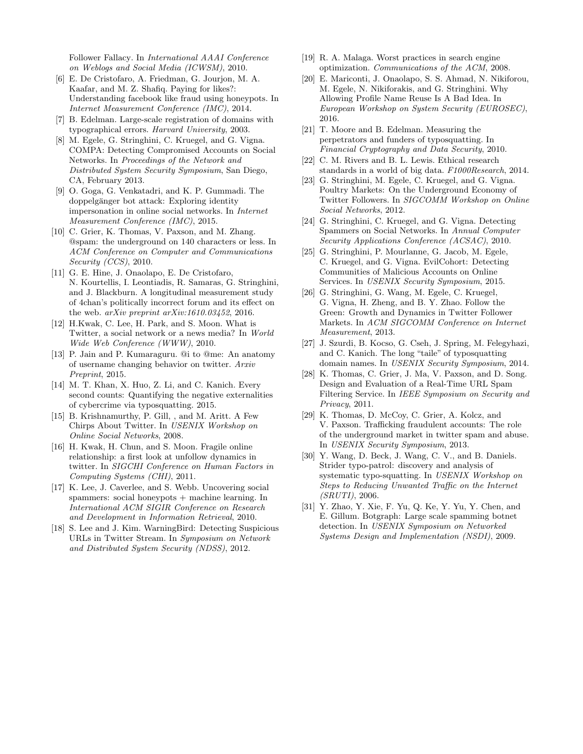Follower Fallacy. In *International AAAI Conference on Weblogs and Social Media (ICWSM)*, 2010.

[6] E. De Cristofaro, A. Friedman, G. Jourjon, M. A. Kaafar, and M. Z. Shafiq. Paying for likes?: Understanding facebook like fraud using honeypots. In *Internet Measurement Conference (IMC)*, 2014.

[7] B. Edelman. Large-scale registration of domains with typographical errors. *Harvard University*, 2003.

[8] M. Egele, G. Stringhini, C. Kruegel, and G. Vigna. COMPA: Detecting Compromised Accounts on Social Networks. In *Proceedings of the Network and Distributed System Security Symposium*, San Diego, CA, February 2013.

[9] O. Goga, G. Venkatadri, and K. P. Gummadi. The doppelgänger bot attack: Exploring identity impersonation in online social networks. In *Internet Measurement Conference (IMC)*, 2015.

[10] C. Grier, K. Thomas, V. Paxson, and M. Zhang. @spam: the underground on 140 characters or less. In *ACM Conference on Computer and Communications Security (CCS)*, 2010.

[11] G. E. Hine, J. Onaolapo, E. De Cristofaro, N. Kourtellis, I. Leontiadis, R. Samaras, G. Stringhini, and J. Blackburn. A longitudinal measurement study of 4chan's politically incorrect forum and its effect on the web. *arXiv preprint arXiv:1610.03452*, 2016.

[12] H.Kwak, C. Lee, H. Park, and S. Moon. What is Twitter, a social network or a news media? In *World Wide Web Conference (WWW)*, 2010.

[13] P. Jain and P. Kumaraguru. @i to @me: An anatomy of username changing behavior on twitter. *Arxiv Preprint*, 2015.

[14] M. T. Khan, X. Huo, Z. Li, and C. Kanich. Every second counts: Quantifying the negative externalities of cybercrime via typosquatting. 2015.

[15] B. Krishnamurthy, P. Gill, , and M. Aritt. A Few Chirps About Twitter. In *USENIX Workshop on Online Social Networks*, 2008.

[16] H. Kwak, H. Chun, and S. Moon. Fragile online relationship: a first look at unfollow dynamics in twitter. In *SIGCHI Conference on Human Factors in Computing Systems (CHI)*, 2011.

[17] K. Lee, J. Caverlee, and S. Webb. Uncovering social spammers: social honeypots + machine learning. In *International ACM SIGIR Conference on Research and Development in Information Retrieval*, 2010.

[18] S. Lee and J. Kim. WarningBird: Detecting Suspicious URLs in Twitter Stream. In *Symposium on Network and Distributed System Security (NDSS)*, 2012.

[19] R. A. Malaga. Worst practices in search engine optimization. *Communications of the ACM*, 2008.

[20] E. Mariconti, J. Onaolapo, S. S. Ahmad, N. Nikiforou, M. Egele, N. Nikiforakis, and G. Stringhini. Why Allowing Profile Name Reuse Is A Bad Idea. In *European Workshop on System Security (EUROSEC)*, 2016.

[21] T. Moore and B. Edelman. Measuring the perpetrators and funders of typosquatting. In *Financial Cryptography and Data Security*, 2010.

[22] C. M. Rivers and B. L. Lewis. Ethical research standards in a world of big data. *F1000Research*, 2014.

[23] G. Stringhini, M. Egele, C. Kruegel, and G. Vigna. Poultry Markets: On the Underground Economy of Twitter Followers. In *SIGCOMM Workshop on Online Social Networks*, 2012.

[24] G. Stringhini, C. Kruegel, and G. Vigna. Detecting Spammers on Social Networks. In *Annual Computer Security Applications Conference (ACSAC)*, 2010.

[25] G. Stringhini, P. Mourlanne, G. Jacob, M. Egele, C. Kruegel, and G. Vigna. EvilCohort: Detecting Communities of Malicious Accounts on Online Services. In *USENIX Security Symposium*, 2015.

[26] G. Stringhini, G. Wang, M. Egele, C. Kruegel, G. Vigna, H. Zheng, and B. Y. Zhao. Follow the Green: Growth and Dynamics in Twitter Follower Markets. In *ACM SIGCOMM Conference on Internet Measurement*, 2013.

[27] J. Szurdi, B. Kocso, G. Cseh, J. Spring, M. Felegyhazi, and C. Kanich. The long "taile" of typosquatting domain names. In *USENIX Security Symposium*, 2014.

[28] K. Thomas, C. Grier, J. Ma, V. Paxson, and D. Song. Design and Evaluation of a Real-Time URL Spam Filtering Service. In *IEEE Symposium on Security and Privacy*, 2011.

[29] K. Thomas, D. McCoy, C. Grier, A. Kolcz, and V. Paxson. Trafficking fraudulent accounts: The role of the underground market in twitter spam and abuse. In *USENIX Security Symposium*, 2013.

[30] Y. Wang, D. Beck, J. Wang, C. V., and B. Daniels. Strider typo-patrol: discovery and analysis of systematic typo-squatting. In *USENIX Workshop on Steps to Reducing Unwanted Traffic on the Internet (SRUTI)*, 2006.

[31] Y. Zhao, Y. Xie, F. Yu, Q. Ke, Y. Yu, Y. Chen, and E. Gillum. Botgraph: Large scale spamming botnet detection. In *USENIX Symposium on Networked Systems Design and Implementation (NSDI)*, 2009.